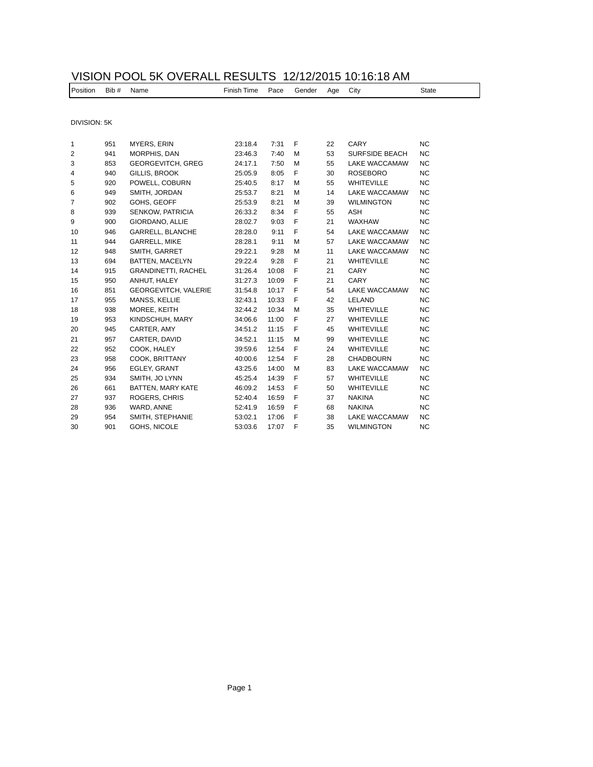# VISION POOL 5K OVERALL RESULTS 12/12/2015 10:16:18 AM

DIVISION: 5K

| Position | Bib # | Name | Finish Time | Pace | Gender | Age | City | State |
|---|---|---|---|---|---|---|---|---|
| 1 | 951 | MYERS, ERIN | 23:18.4 | 7:31 | F | 22 | CARY | NC |
| 2 | 941 | MORPHIS, DAN | 23:46.3 | 7:40 | M | 53 | SURFSIDE BEACH | NC |
| 3 | 853 | GEORGEVITCH, GREG | 24:17.1 | 7:50 | M | 55 | LAKE WACCAMAW | NC |
| 4 | 940 | GILLIS, BROOK | 25:05.9 | 8:05 | F | 30 | ROSEBORO | NC |
| 5 | 920 | POWELL, COBURN | 25:40.5 | 8:17 | M | 55 | WHITEVILLE | NC |
| 6 | 949 | SMITH, JORDAN | 25:53.7 | 8:21 | M | 14 | LAKE WACCAMAW | NC |
| 7 | 902 | GOHS, GEOFF | 25:53.9 | 8:21 | M | 39 | WILMINGTON | NC |
| 8 | 939 | SENKOW, PATRICIA | 26:33.2 | 8:34 | F | 55 | ASH | NC |
| 9 | 900 | GIORDANO, ALLIE | 28:02.7 | 9:03 | F | 21 | WAXHAW | NC |
| 10 | 946 | GARRELL, BLANCHE | 28:28.0 | 9:11 | F | 54 | LAKE WACCAMAW | NC |
| 11 | 944 | GARRELL, MIKE | 28:28.1 | 9:11 | M | 57 | LAKE WACCAMAW | NC |
| 12 | 948 | SMITH, GARRET | 29:22.1 | 9:28 | M | 11 | LAKE WACCAMAW | NC |
| 13 | 694 | BATTEN, MACELYN | 29:22.4 | 9:28 | F | 21 | WHITEVILLE | NC |
| 14 | 915 | GRANDINETTI, RACHEL | 31:26.4 | 10:08 | F | 21 | CARY | NC |
| 15 | 950 | ANHUT, HALEY | 31:27.3 | 10:09 | F | 21 | CARY | NC |
| 16 | 851 | GEORGEVITCH, VALERIE | 31:54.8 | 10:17 | F | 54 | LAKE WACCAMAW | NC |
| 17 | 955 | MANSS, KELLIE | 32:43.1 | 10:33 | F | 42 | LELAND | NC |
| 18 | 938 | MOREE, KEITH | 32:44.2 | 10:34 | M | 35 | WHITEVILLE | NC |
| 19 | 953 | KINDSCHUH, MARY | 34:06.6 | 11:00 | F | 27 | WHITEVILLE | NC |
| 20 | 945 | CARTER, AMY | 34:51.2 | 11:15 | F | 45 | WHITEVILLE | NC |
| 21 | 957 | CARTER, DAVID | 34:52.1 | 11:15 | M | 99 | WHITEVILLE | NC |
| 22 | 952 | COOK, HALEY | 39:59.6 | 12:54 | F | 24 | WHITEVILLE | NC |
| 23 | 958 | COOK, BRITTANY | 40:00.6 | 12:54 | F | 28 | CHADBOURN | NC |
| 24 | 956 | EGLEY, GRANT | 43:25.6 | 14:00 | M | 83 | LAKE WACCAMAW | NC |
| 25 | 934 | SMITH, JO LYNN | 45:25.4 | 14:39 | F | 57 | WHITEVILLE | NC |
| 26 | 661 | BATTEN, MARY KATE | 46:09.2 | 14:53 | F | 50 | WHITEVILLE | NC |
| 27 | 937 | ROGERS, CHRIS | 52:40.4 | 16:59 | F | 37 | NAKINA | NC |
| 28 | 936 | WARD, ANNE | 52:41.9 | 16:59 | F | 68 | NAKINA | NC |
| 29 | 954 | SMITH, STEPHANIE | 53:02.1 | 17:06 | F | 38 | LAKE WACCAMAW | NC |
| 30 | 901 | GOHS, NICOLE | 53:03.6 | 17:07 | F | 35 | WILMINGTON | NC |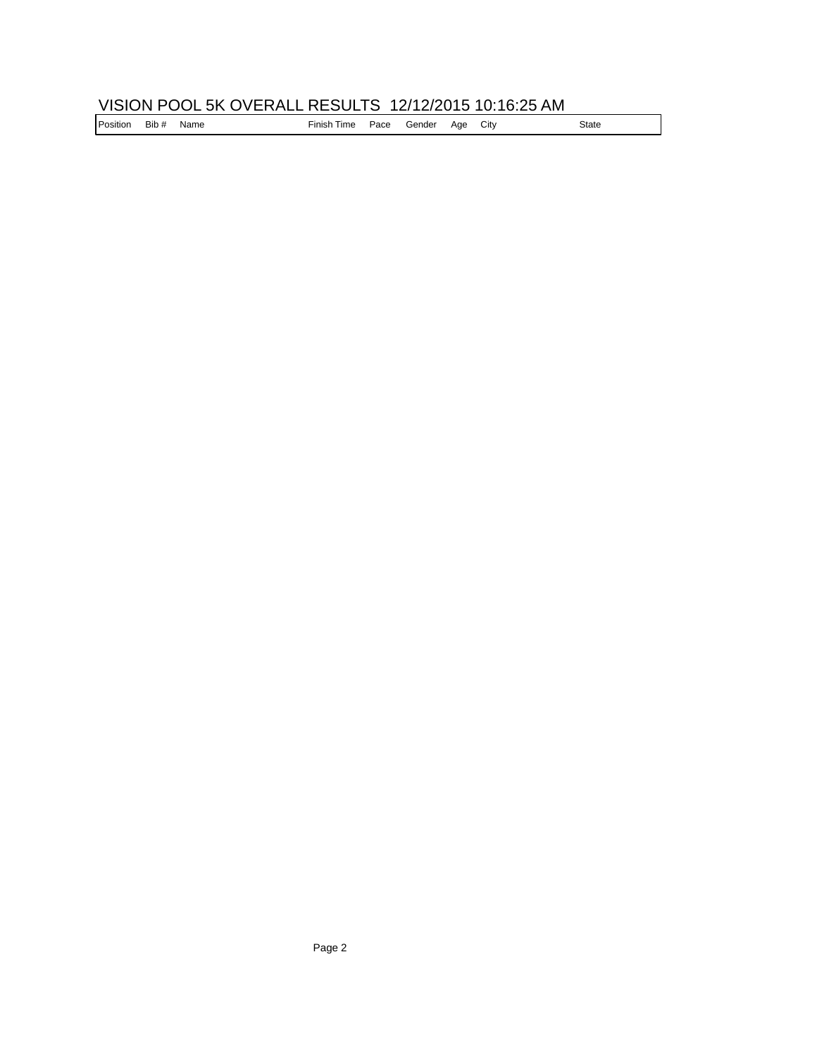# VISION POOL 5K OVERALL RESULTS 12/12/2015 10:16:25 AM

| Position | Bib # | Name | Finish Time | Pace | Gender | Age | City | State |
|---|---|---|---|---|---|---|---|---|